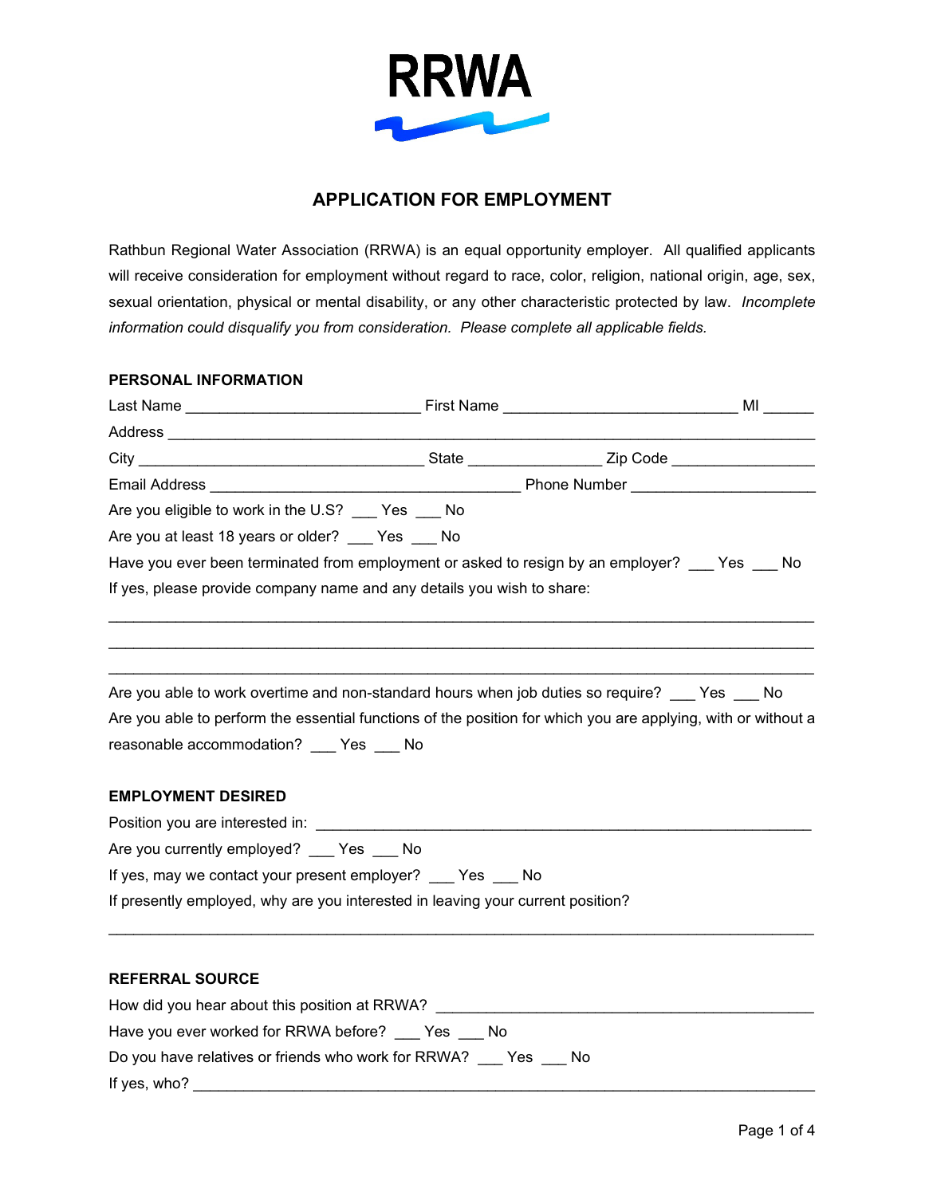RRWA

# APPLICATION FOR EMPLOYMENT

Rathbun Regional Water Association (RRWA) is an equal opportunity employer. All qualified applicants will receive consideration for employment without regard to race, color, religion, national origin, age, sex, sexual orientation, physical or mental disability, or any other characteristic protected by law. *Incomplete information could disqualify you from consideration. Please complete all applicable fields.*

### PERSONAL INFORMATION

Last Name ____________________________ First Name ____________________________ MI ______

Address ____________________________________________________________________________

City __________________________________ State ________________ Zip Code _________________

Email Address _____________________________________ Phone Number ______________________

Are you eligible to work in the U.S? ___ Yes ___ No

Are you at least 18 years or older? ___ Yes ___ No

Have you ever been terminated from employment or asked to resign by an employer? ___ Yes ___ No

If yes, please provide company name and any details you wish to share:

________________________________________________________________________________

________________________________________________________________________________

________________________________________________________________________________

Are you able to work overtime and non-standard hours when job duties so require? ___ Yes ___ No

Are you able to perform the essential functions of the position for which you are applying, with or without a reasonable accommodation? ___ Yes ___ No

### EMPLOYMENT DESIRED

Position you are interested in: ___________________________________________________________

Are you currently employed? ___ Yes ___ No

If yes, may we contact your present employer? ___ Yes ___ No

If presently employed, why are you interested in leaving your current position?

________________________________________________________________________________

### REFERRAL SOURCE

How did you hear about this position at RRWA? _____________________________________________

Have you ever worked for RRWA before? ___ Yes ___ No

Do you have relatives or friends who work for RRWA? ___ Yes ___ No

If yes, who? _______________________________________________________________________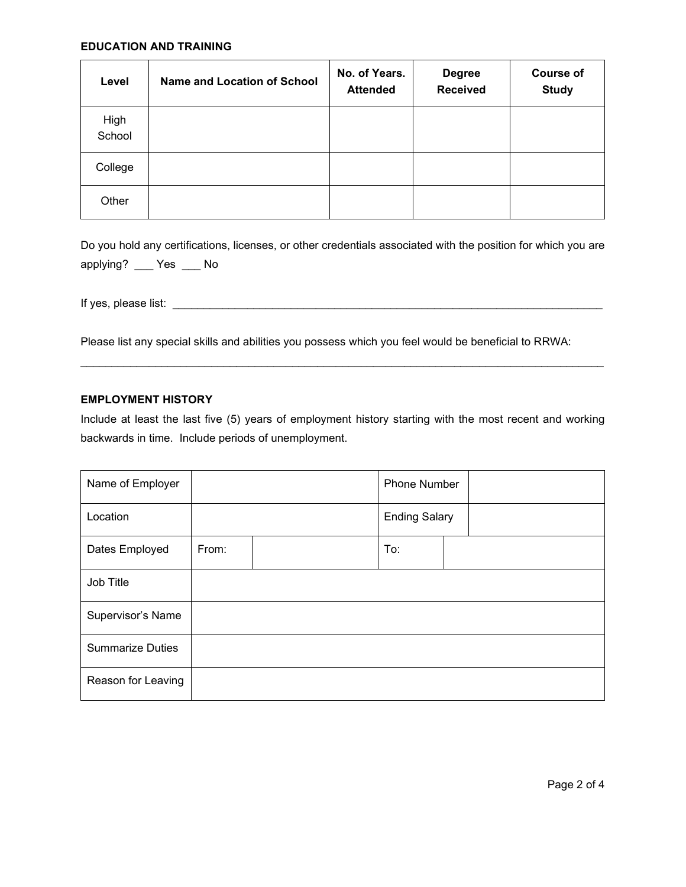**EDUCATION AND TRAINING**

| Level | Name and Location of School | No. of Years. Attended | Degree Received | Course of Study |
|---|---|---|---|---|
| High School | | | | |
| College | | | | |
| Other | | | | |

Do you hold any certifications, licenses, or other credentials associated with the position for which you are applying? ___ Yes ___ No

If yes, please list: ___________________________________________________________________________

Please list any special skills and abilities you possess which you feel would be beneficial to RRWA:

___________________________________________________________________________________________

**EMPLOYMENT HISTORY**

Include at least the last five (5) years of employment history starting with the most recent and working backwards in time. Include periods of unemployment.

| | | | | |
|---|---|---|---|---|
| Name of Employer | | | Phone Number | |
| Location | | | Ending Salary | |
| Dates Employed | From: | | To: | |
| Job Title | | | | |
| Supervisor's Name | | | | |
| Summarize Duties | | | | |
| Reason for Leaving | | | | |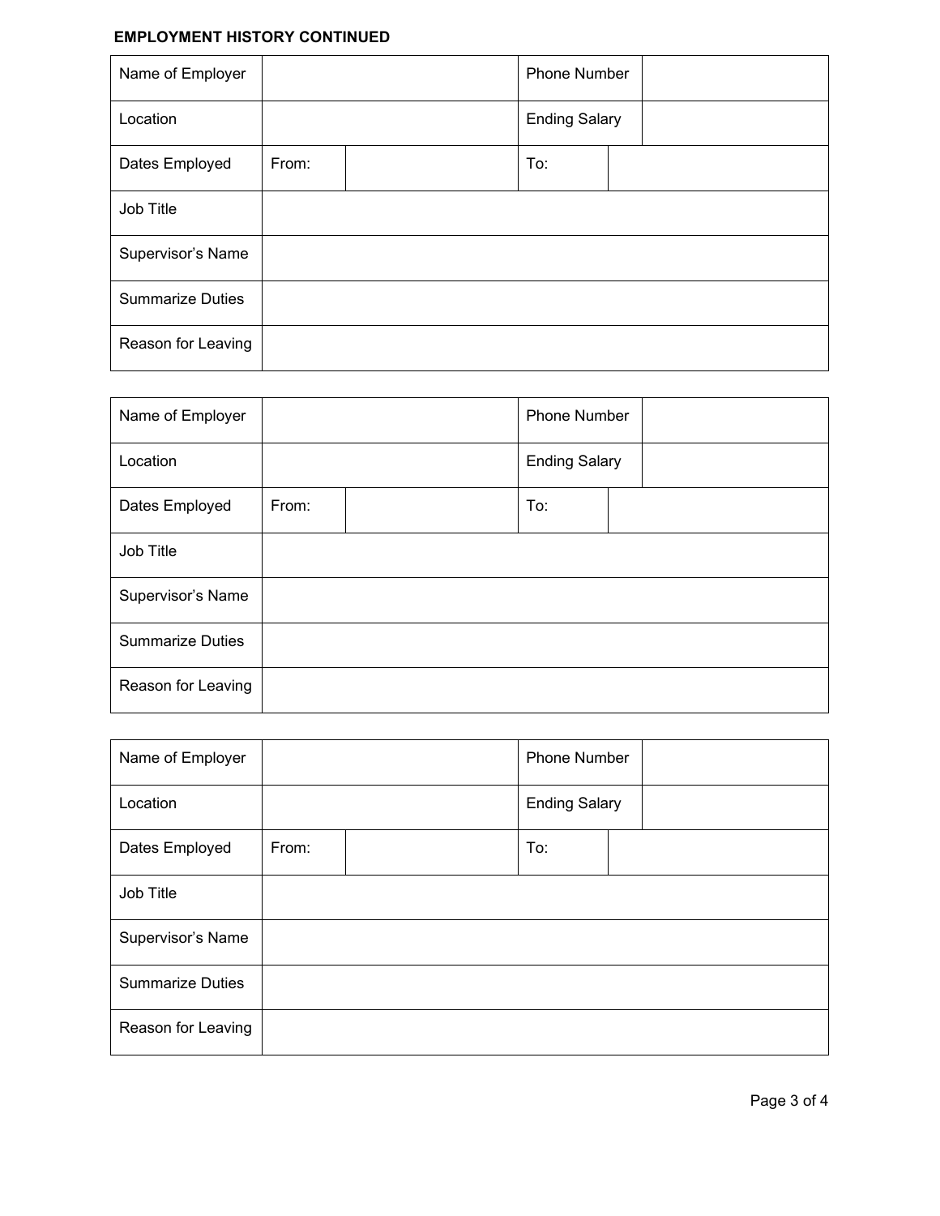**EMPLOYMENT HISTORY CONTINUED**

| | | | |
|---|---|---|---|
| Name of Employer | | Phone Number | |
| Location | | Ending Salary | |
| Dates Employed | From: | To: | |
| Job Title | | | |
| Supervisor's Name | | | |
| Summarize Duties | | | |
| Reason for Leaving | | | |

| | | | |
|---|---|---|---|
| Name of Employer | | Phone Number | |
| Location | | Ending Salary | |
| Dates Employed | From: | To: | |
| Job Title | | | |
| Supervisor's Name | | | |
| Summarize Duties | | | |
| Reason for Leaving | | | |

| | | | |
|---|---|---|---|
| Name of Employer | | Phone Number | |
| Location | | Ending Salary | |
| Dates Employed | From: | To: | |
| Job Title | | | |
| Supervisor's Name | | | |
| Summarize Duties | | | |
| Reason for Leaving | | | |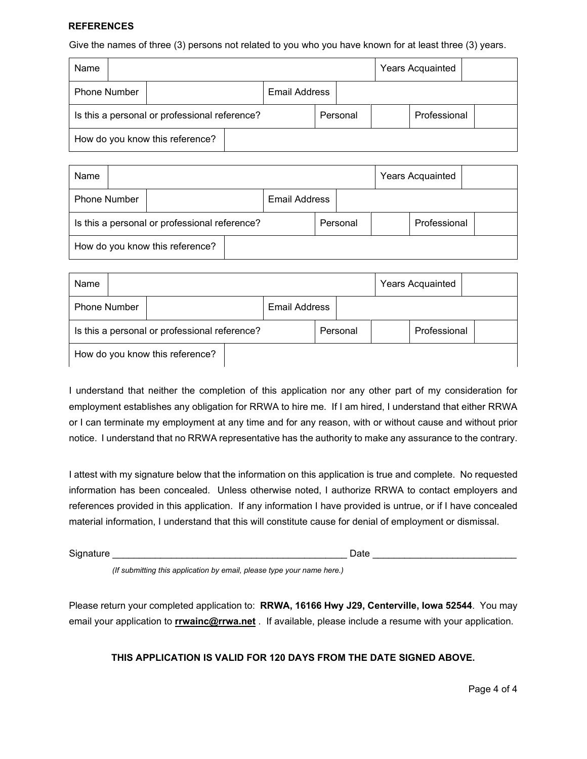**REFERENCES**

Give the names of three (3) persons not related to you who you have known for at least three (3) years.

| | | | | | | | |
|---|---|---|---|---|---|---|---|
| Name | | | | | | Years Acquainted | |
| Phone Number | | | Email Address | | | | |
| Is this a personal or professional reference? | | | | Personal | | Professional | |
| How do you know this reference? | | | | | | | |

| | | | | | | | |
|---|---|---|---|---|---|---|---|
| Name | | | | | | Years Acquainted | |
| Phone Number | | | Email Address | | | | |
| Is this a personal or professional reference? | | | | Personal | | Professional | |
| How do you know this reference? | | | | | | | |

| | | | | | | | |
|---|---|---|---|---|---|---|---|
| Name | | | | | | Years Acquainted | |
| Phone Number | | | Email Address | | | | |
| Is this a personal or professional reference? | | | | Personal | | Professional | |
| How do you know this reference? | | | | | | | |

I understand that neither the completion of this application nor any other part of my consideration for employment establishes any obligation for RRWA to hire me. If I am hired, I understand that either RRWA or I can terminate my employment at any time and for any reason, with or without cause and without prior notice. I understand that no RRWA representative has the authority to make any assurance to the contrary.

I attest with my signature below that the information on this application is true and complete. No requested information has been concealed. Unless otherwise noted, I authorize RRWA to contact employers and references provided in this application. If any information I have provided is untrue, or if I have concealed material information, I understand that this will constitute cause for denial of employment or dismissal.

Signature ____________________________________________ Date __________________________

*(If submitting this application by email, please type your name here.)*

Please return your completed application to: **RRWA, 16166 Hwy J29, Centerville, Iowa 52544**. You may email your application to **rrwainc@rrwa.net** . If available, please include a resume with your application.

**THIS APPLICATION IS VALID FOR 120 DAYS FROM THE DATE SIGNED ABOVE.**